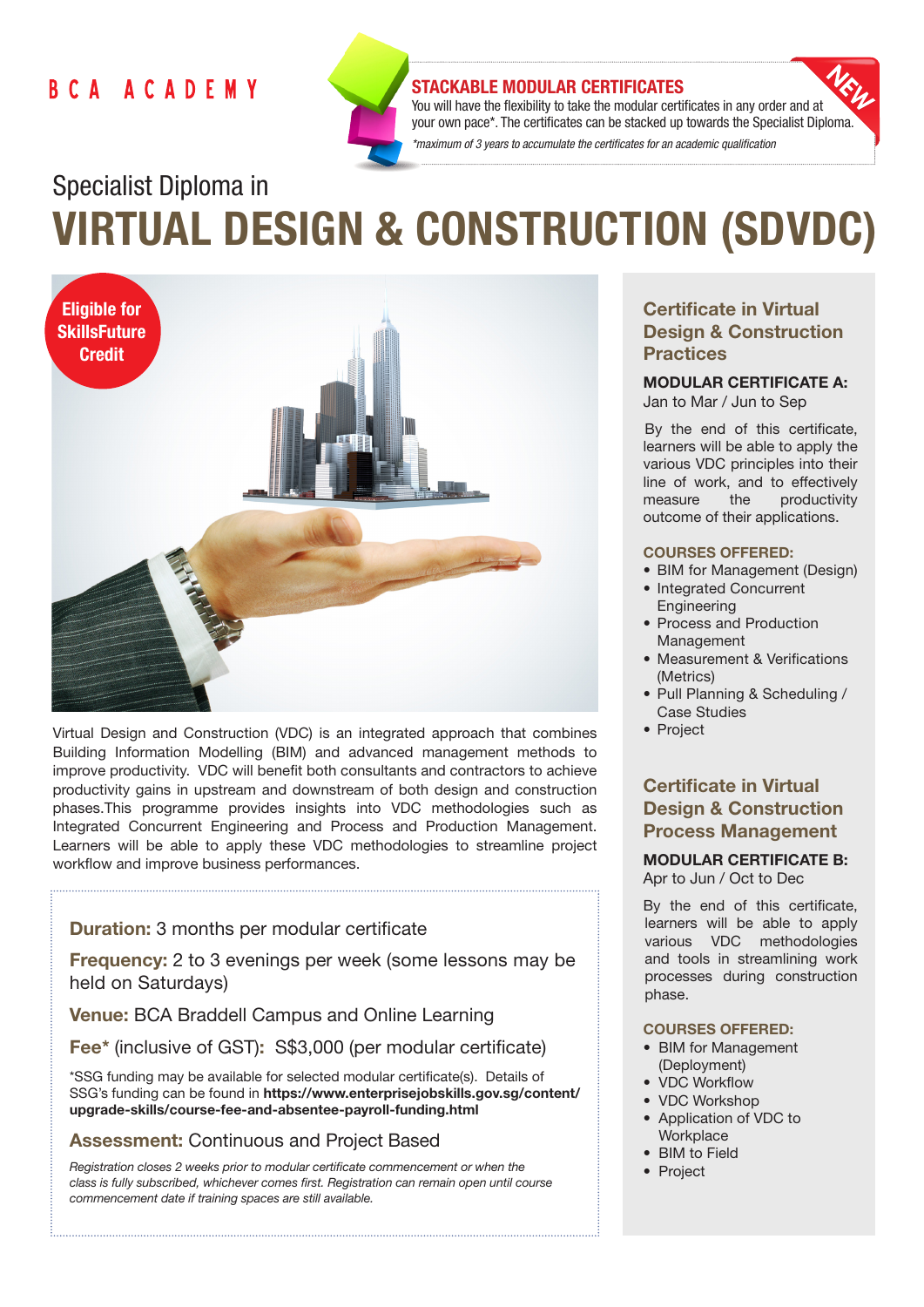BCA ACADEMY

**STACKABLE MODULAR CERTIFICATES**

NEW

You will have the flexibility to take the modular certificates in any order and at your own pace*. The certificates can be stacked up towards the Specialist Diploma.

*maximum of 3 years to accumulate the certificates for an academic qualification*

# Specialist Diploma in
# VIRTUAL DESIGN & CONSTRUCTION (SDVDC)

**Eligible for SkillsFuture Credit**

Virtual Design and Construction (VDC) is an integrated approach that combines Building Information Modelling (BIM) and advanced management methods to improve productivity. VDC will benefit both consultants and contractors to achieve productivity gains in upstream and downstream of both design and construction phases.This programme provides insights into VDC methodologies such as Integrated Concurrent Engineering and Process and Production Management. Learners will be able to apply these VDC methodologies to streamline project workflow and improve business performances.

**Duration:** 3 months per modular certificate

**Frequency:** 2 to 3 evenings per week (some lessons may be held on Saturdays)

**Venue:** BCA Braddell Campus and Online Learning

**Fee*** (inclusive of GST): S$3,000 (per modular certificate)

*SSG funding may be available for selected modular certificate(s). Details of SSG's funding can be found in **https://www.enterprisejobskills.gov.sg/content/upgrade-skills/course-fee-and-absentee-payroll-funding.html**

**Assessment:** Continuous and Project Based

*Registration closes 2 weeks prior to modular certificate commencement or when the class is fully subscribed, whichever comes first. Registration can remain open until course commencement date if training spaces are still available.*

## Certificate in Virtual Design & Construction Practices

**MODULAR CERTIFICATE A:**
Jan to Mar / Jun to Sep

By the end of this certificate, learners will be able to apply the various VDC principles into their line of work, and to effectively measure the productivity outcome of their applications.

**COURSES OFFERED:**

- BIM for Management (Design)
- Integrated Concurrent Engineering
- Process and Production Management
- Measurement & Verifications (Metrics)
- Pull Planning & Scheduling / Case Studies
- Project

## Certificate in Virtual Design & Construction Process Management

**MODULAR CERTIFICATE B:**
Apr to Jun / Oct to Dec

By the end of this certificate, learners will be able to apply various VDC methodologies and tools in streamlining work processes during construction phase.

**COURSES OFFERED:**

- BIM for Management (Deployment)
- VDC Workflow
- VDC Workshop
- Application of VDC to Workplace
- BIM to Field
- Project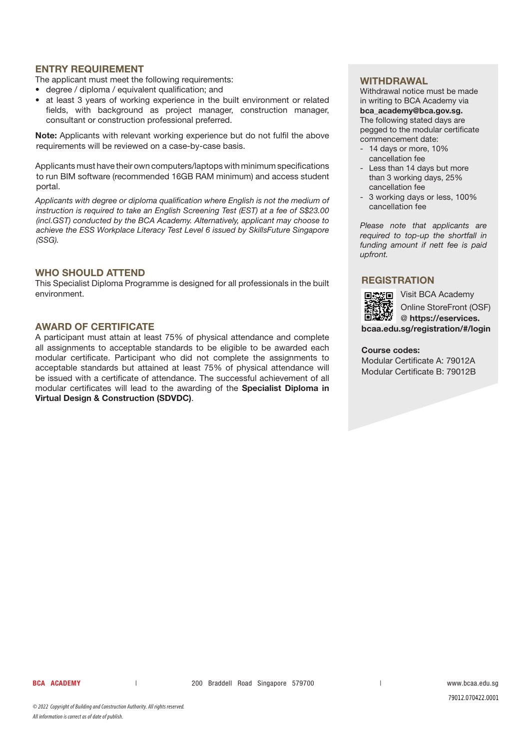## ENTRY REQUIREMENT

The applicant must meet the following requirements:

- degree / diploma / equivalent qualification; and
- at least 3 years of working experience in the built environment or related fields, with background as project manager, construction manager, consultant or construction professional preferred.

**Note:** Applicants with relevant working experience but do not fulfil the above requirements will be reviewed on a case-by-case basis.

Applicants must have their own computers/laptops with minimum specifications to run BIM software (recommended 16GB RAM minimum) and access student portal.

*Applicants with degree or diploma qualification where English is not the medium of instruction is required to take an English Screening Test (EST) at a fee of S$23.00 (incl.GST) conducted by the BCA Academy. Alternatively, applicant may choose to achieve the ESS Workplace Literacy Test Level 6 issued by SkillsFuture Singapore (SSG).*

## WHO SHOULD ATTEND

This Specialist Diploma Programme is designed for all professionals in the built environment.

## AWARD OF CERTIFICATE

A participant must attain at least 75% of physical attendance and complete all assignments to acceptable standards to be eligible to be awarded each modular certificate. Participant who did not complete the assignments to acceptable standards but attained at least 75% of physical attendance will be issued with a certificate of attendance. The successful achievement of all modular certificates will lead to the awarding of the **Specialist Diploma in Virtual Design & Construction (SDVDC)**.

## WITHDRAWAL

Withdrawal notice must be made in writing to BCA Academy via **bca_academy@bca.gov.sg.**

The following stated days are pegged to the modular certificate commencement date:

- 14 days or more, 10% cancellation fee
- Less than 14 days but more than 3 working days, 25% cancellation fee
- 3 working days or less, 100% cancellation fee

*Please note that applicants are required to top-up the shortfall in funding amount if nett fee is paid upfront.*

## REGISTRATION

Visit BCA Academy Online StoreFront (OSF) @ **https://eservices.bcaa.edu.sg/registration/#/login**

**Course codes:**

Modular Certificate A: 79012A

Modular Certificate B: 79012B

BCA ACADEMY | 200 Braddell Road Singapore 579700 | www.bcaa.edu.sg

79012.070422.0001

*© 2022 Copyright of Building and Construction Authority. All rights reserved.*

*All information is correct as of date of publish.*